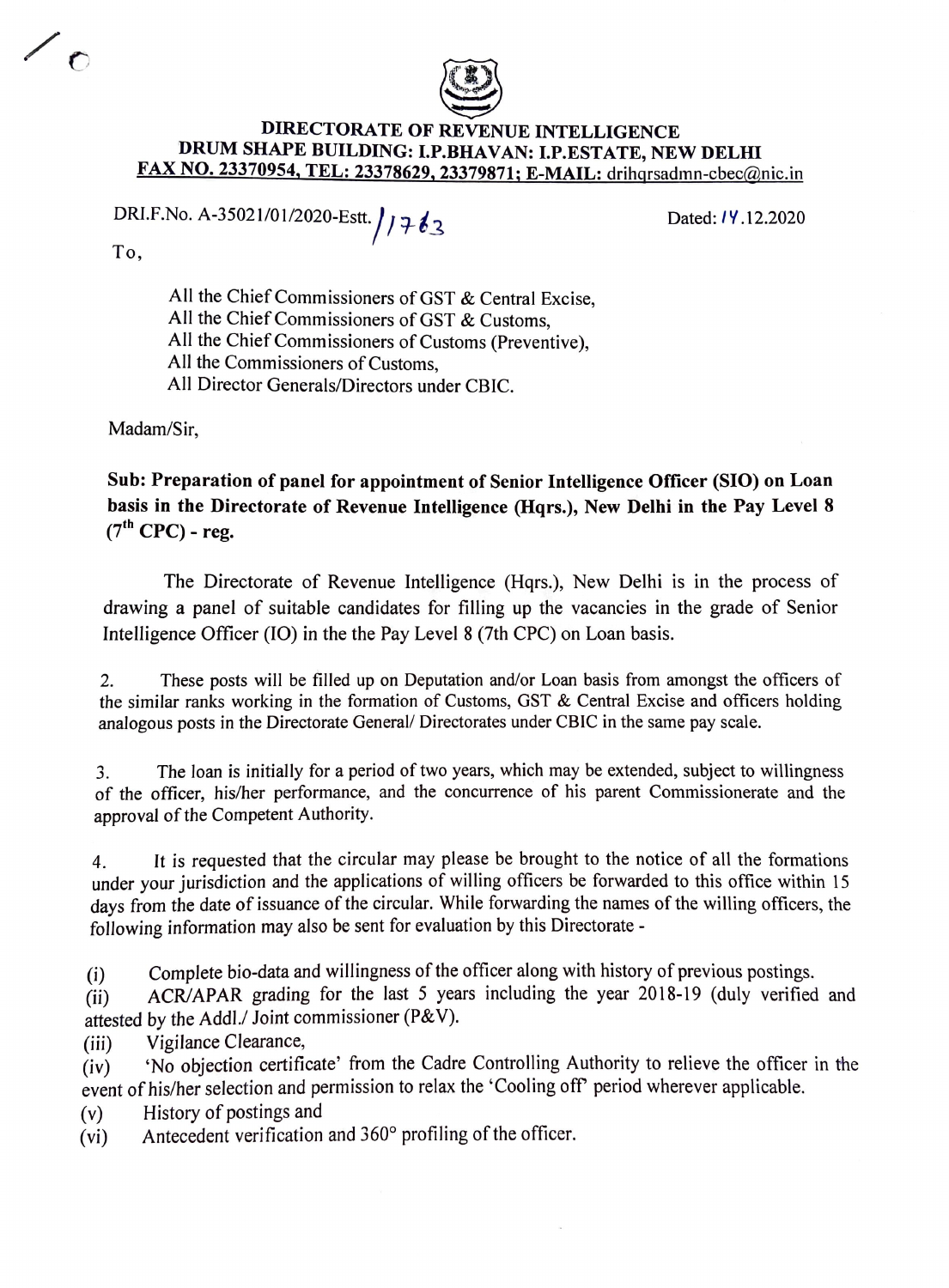**DIRECTORATE OF REVENUE INTELLIGENCE**
**DRUM SHAPE BUILDING: I.P.BHAVAN: I.P.ESTATE, NEW DELHI**
**FAX NO. 23370954, TEL: 23378629, 23379871; E-MAIL: drihqrsadmn-cbec@nic.in**

DRI.F.No. A-35021/01/2020-Estt./1763 Dated: 14.12.2020

To,

All the Chief Commissioners of GST & Central Excise,
All the Chief Commissioners of GST & Customs,
All the Chief Commissioners of Customs (Preventive),
All the Commissioners of Customs,
All Director Generals/Directors under CBIC.

Madam/Sir,

**Sub: Preparation of panel for appointment of Senior Intelligence Officer (SIO) on Loan basis in the Directorate of Revenue Intelligence (Hqrs.), New Delhi in the Pay Level 8 (7th CPC) - reg.**

The Directorate of Revenue Intelligence (Hqrs.), New Delhi is in the process of drawing a panel of suitable candidates for filling up the vacancies in the grade of Senior Intelligence Officer (IO) in the the Pay Level 8 (7th CPC) on Loan basis.

2. These posts will be filled up on Deputation and/or Loan basis from amongst the officers of the similar ranks working in the formation of Customs, GST & Central Excise and officers holding analogous posts in the Directorate General/ Directorates under CBIC in the same pay scale.

3. The loan is initially for a period of two years, which may be extended, subject to willingness of the officer, his/her performance, and the concurrence of his parent Commissionerate and the approval of the Competent Authority.

4. It is requested that the circular may please be brought to the notice of all the formations under your jurisdiction and the applications of willing officers be forwarded to this office within 15 days from the date of issuance of the circular. While forwarding the names of the willing officers, the following information may also be sent for evaluation by this Directorate -

(i) Complete bio-data and willingness of the officer along with history of previous postings.
(ii) ACR/APAR grading for the last 5 years including the year 2018-19 (duly verified and attested by the Addl./ Joint commissioner (P&V).
(iii) Vigilance Clearance,
(iv) 'No objection certificate' from the Cadre Controlling Authority to relieve the officer in the event of his/her selection and permission to relax the 'Cooling off' period wherever applicable.
(v) History of postings and
(vi) Antecedent verification and 360° profiling of the officer.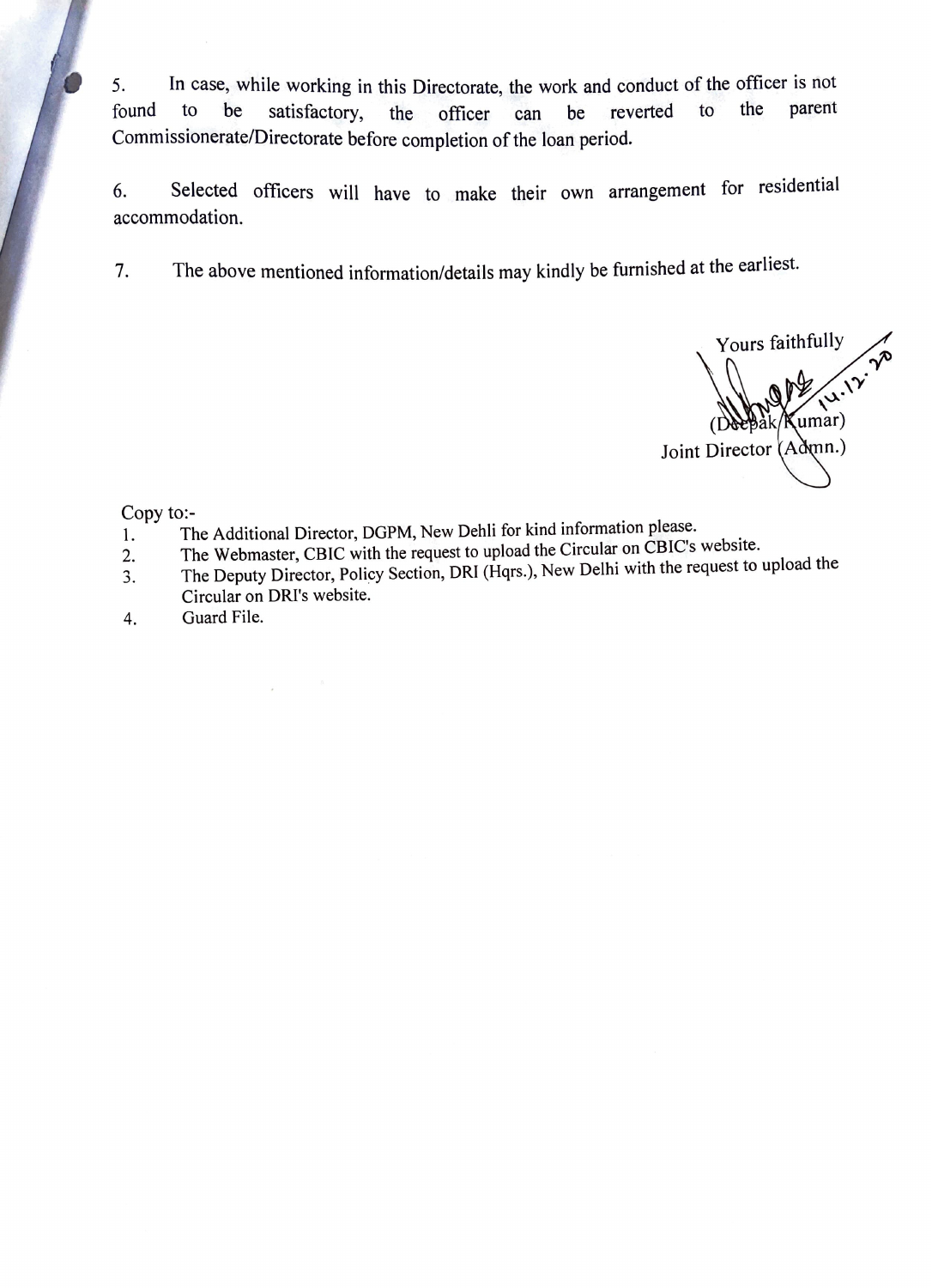5. In case, while working in this Directorate, the work and conduct of the officer is not found to be satisfactory, the officer can be reverted to the parent Commissionerate/Directorate before completion of the loan period.

6. Selected officers will have to make their own arrangement for residential accommodation.

7. The above mentioned information/details may kindly be furnished at the earliest.

Yours faithfully

14.12.20

(Deepak Kumar)
Joint Director (Admn.)

Copy to:-

1. The Additional Director, DGPM, New Dehli for kind information please.
2. The Webmaster, CBIC with the request to upload the Circular on CBIC's website.
3. The Deputy Director, Policy Section, DRI (Hqrs.), New Delhi with the request to upload the Circular on DRI's website.
4. Guard File.